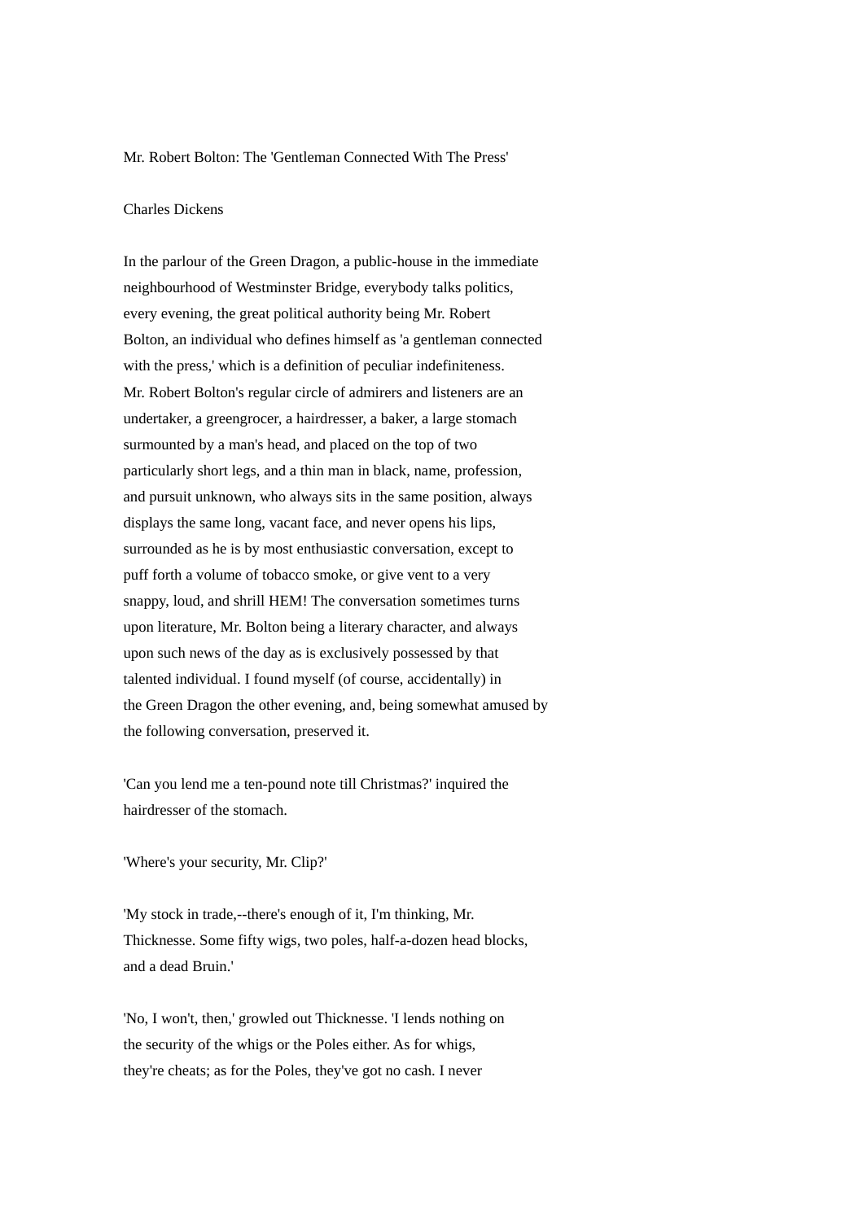# Mr. Robert Bolton: The 'Gentleman Connected With The Press'

Charles Dickens

In the parlour of the Green Dragon, a public-house in the immediate neighbourhood of Westminster Bridge, everybody talks politics, every evening, the great political authority being Mr. Robert Bolton, an individual who defines himself as 'a gentleman connected with the press,' which is a definition of peculiar indefiniteness. Mr. Robert Bolton's regular circle of admirers and listeners are an undertaker, a greengrocer, a hairdresser, a baker, a large stomach surmounted by a man's head, and placed on the top of two particularly short legs, and a thin man in black, name, profession, and pursuit unknown, who always sits in the same position, always displays the same long, vacant face, and never opens his lips, surrounded as he is by most enthusiastic conversation, except to puff forth a volume of tobacco smoke, or give vent to a very snappy, loud, and shrill HEM! The conversation sometimes turns upon literature, Mr. Bolton being a literary character, and always upon such news of the day as is exclusively possessed by that talented individual. I found myself (of course, accidentally) in the Green Dragon the other evening, and, being somewhat amused by the following conversation, preserved it.

'Can you lend me a ten-pound note till Christmas?' inquired the hairdresser of the stomach.

'Where's your security, Mr. Clip?'

'My stock in trade,--there's enough of it, I'm thinking, Mr. Thicknesse. Some fifty wigs, two poles, half-a-dozen head blocks, and a dead Bruin.'

'No, I won't, then,' growled out Thicknesse. 'I lends nothing on the security of the whigs or the Poles either. As for whigs, they're cheats; as for the Poles, they've got no cash. I never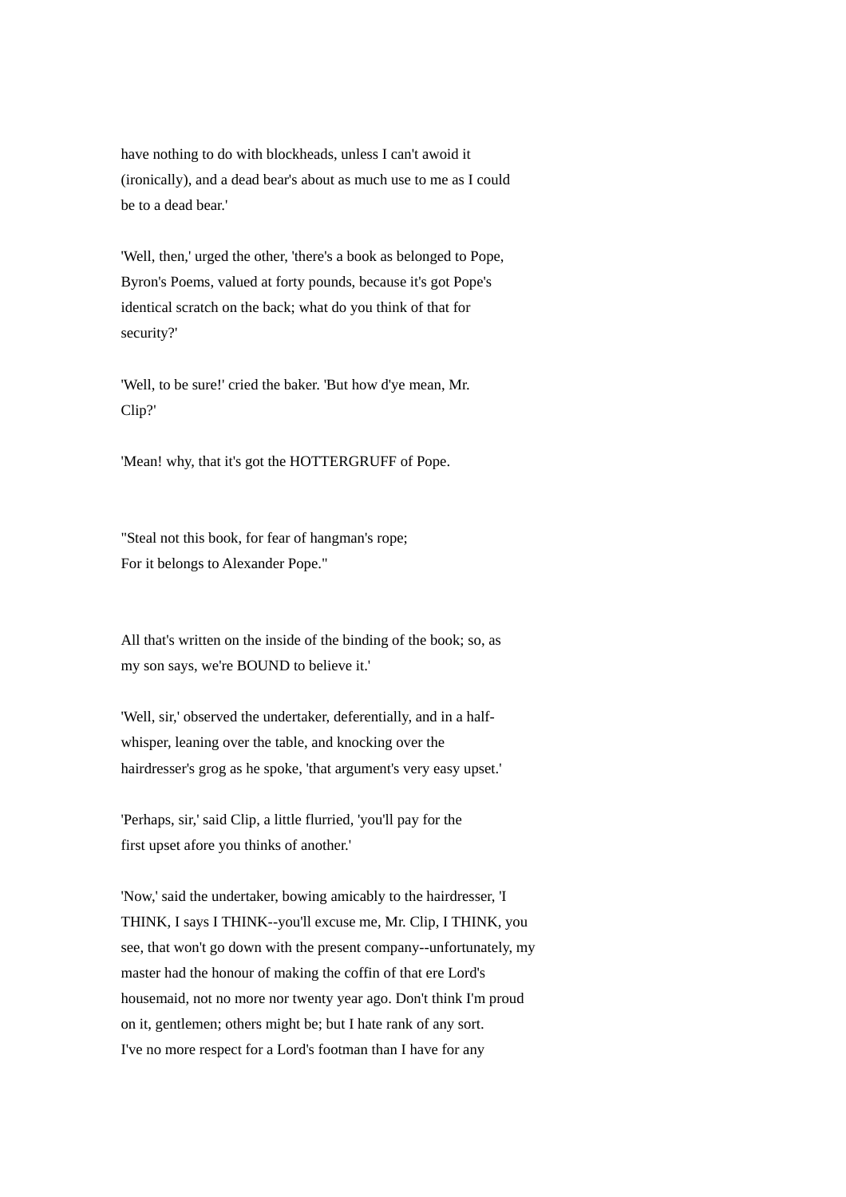have nothing to do with blockheads, unless I can't awoid it (ironically), and a dead bear's about as much use to me as I could be to a dead bear.'

'Well, then,' urged the other, 'there's a book as belonged to Pope, Byron's Poems, valued at forty pounds, because it's got Pope's identical scratch on the back; what do you think of that for security?'

'Well, to be sure!' cried the baker. 'But how d'ye mean, Mr. Clip?'

'Mean! why, that it's got the HOTTERGRUFF of Pope.

"Steal not this book, for fear of hangman's rope;
For it belongs to Alexander Pope."

All that's written on the inside of the binding of the book; so, as my son says, we're BOUND to believe it.'

'Well, sir,' observed the undertaker, deferentially, and in a half-whisper, leaning over the table, and knocking over the hairdresser's grog as he spoke, 'that argument's very easy upset.'

'Perhaps, sir,' said Clip, a little flurried, 'you'll pay for the first upset afore you thinks of another.'

'Now,' said the undertaker, bowing amicably to the hairdresser, 'I THINK, I says I THINK--you'll excuse me, Mr. Clip, I THINK, you see, that won't go down with the present company--unfortunately, my master had the honour of making the coffin of that ere Lord's housemaid, not no more nor twenty year ago. Don't think I'm proud on it, gentlemen; others might be; but I hate rank of any sort. I've no more respect for a Lord's footman than I have for any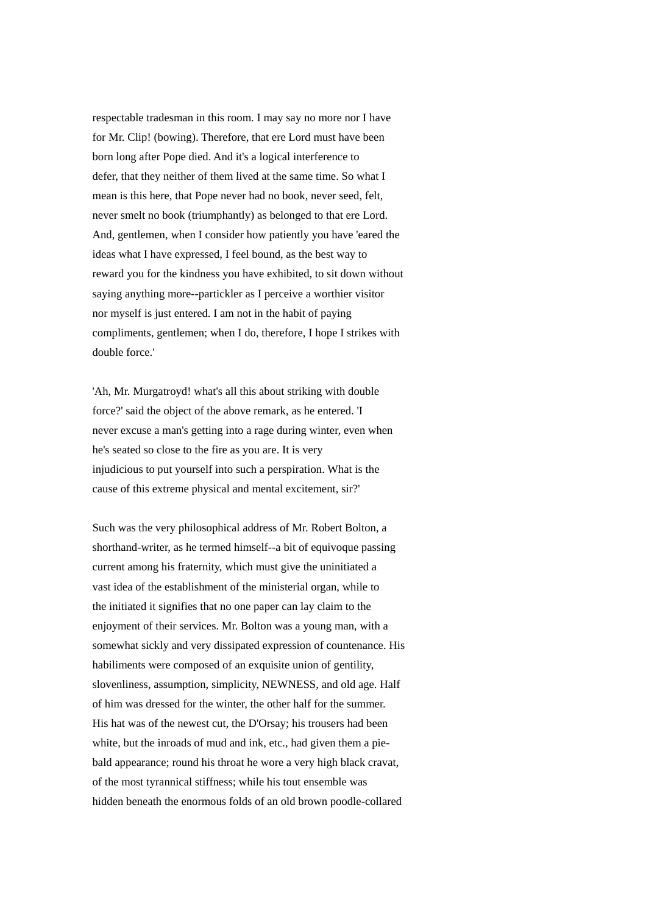respectable tradesman in this room. I may say no more nor I have for Mr. Clip! (bowing). Therefore, that ere Lord must have been born long after Pope died. And it's a logical interference to defer, that they neither of them lived at the same time. So what I mean is this here, that Pope never had no book, never seed, felt, never smelt no book (triumphantly) as belonged to that ere Lord. And, gentlemen, when I consider how patiently you have 'eared the ideas what I have expressed, I feel bound, as the best way to reward you for the kindness you have exhibited, to sit down without saying anything more--partickler as I perceive a worthier visitor nor myself is just entered. I am not in the habit of paying compliments, gentlemen; when I do, therefore, I hope I strikes with double force.'

'Ah, Mr. Murgatroyd! what's all this about striking with double force?' said the object of the above remark, as he entered. 'I never excuse a man's getting into a rage during winter, even when he's seated so close to the fire as you are. It is very injudicious to put yourself into such a perspiration. What is the cause of this extreme physical and mental excitement, sir?'

Such was the very philosophical address of Mr. Robert Bolton, a shorthand-writer, as he termed himself--a bit of equivoque passing current among his fraternity, which must give the uninitiated a vast idea of the establishment of the ministerial organ, while to the initiated it signifies that no one paper can lay claim to the enjoyment of their services. Mr. Bolton was a young man, with a somewhat sickly and very dissipated expression of countenance. His habiliments were composed of an exquisite union of gentility, slovenliness, assumption, simplicity, NEWNESS, and old age. Half of him was dressed for the winter, the other half for the summer. His hat was of the newest cut, the D'Orsay; his trousers had been white, but the inroads of mud and ink, etc., had given them a pie-bald appearance; round his throat he wore a very high black cravat, of the most tyrannical stiffness; while his tout ensemble was hidden beneath the enormous folds of an old brown poodle-collared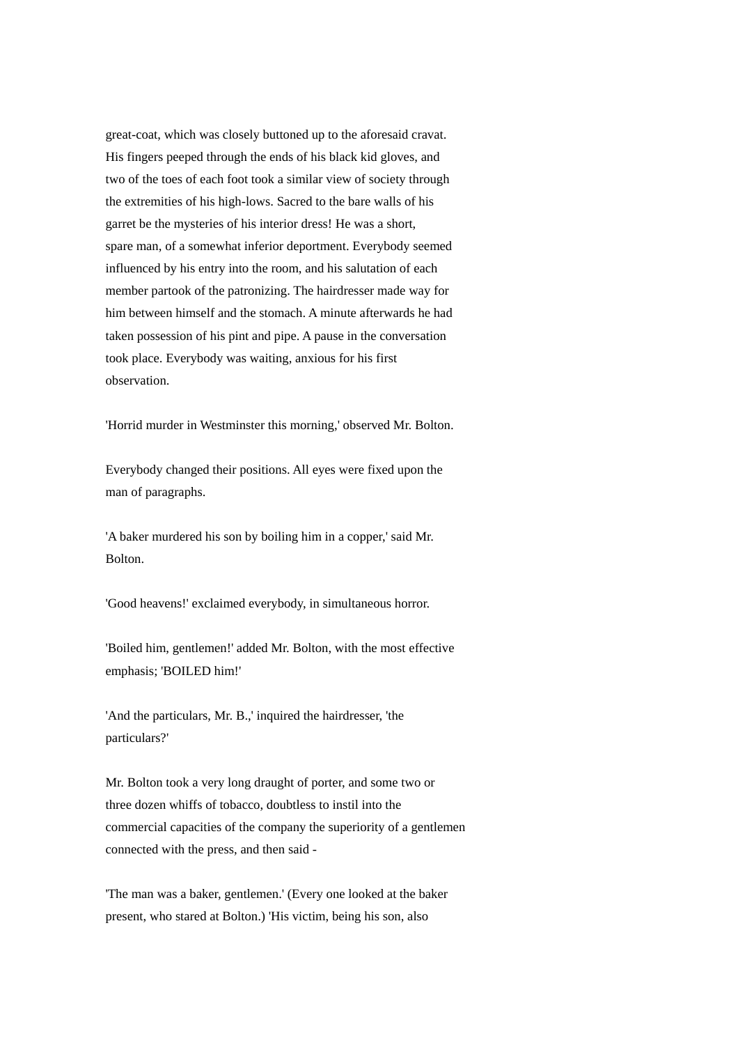great-coat, which was closely buttoned up to the aforesaid cravat. His fingers peeped through the ends of his black kid gloves, and two of the toes of each foot took a similar view of society through the extremities of his high-lows. Sacred to the bare walls of his garret be the mysteries of his interior dress! He was a short, spare man, of a somewhat inferior deportment. Everybody seemed influenced by his entry into the room, and his salutation of each member partook of the patronizing. The hairdresser made way for him between himself and the stomach. A minute afterwards he had taken possession of his pint and pipe. A pause in the conversation took place. Everybody was waiting, anxious for his first observation.

'Horrid murder in Westminster this morning,' observed Mr. Bolton.

Everybody changed their positions. All eyes were fixed upon the man of paragraphs.

'A baker murdered his son by boiling him in a copper,' said Mr. Bolton.

'Good heavens!' exclaimed everybody, in simultaneous horror.

'Boiled him, gentlemen!' added Mr. Bolton, with the most effective emphasis; 'BOILED him!'

'And the particulars, Mr. B.,' inquired the hairdresser, 'the particulars?'

Mr. Bolton took a very long draught of porter, and some two or three dozen whiffs of tobacco, doubtless to instil into the commercial capacities of the company the superiority of a gentlemen connected with the press, and then said -

'The man was a baker, gentlemen.' (Every one looked at the baker present, who stared at Bolton.) 'His victim, being his son, also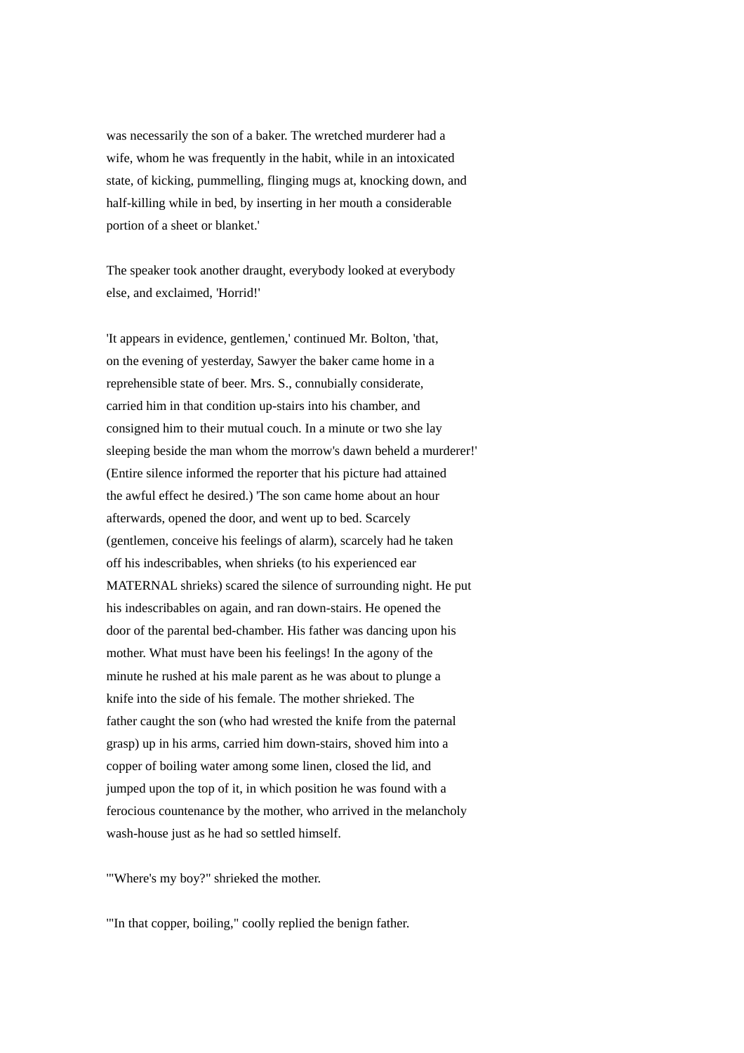was necessarily the son of a baker. The wretched murderer had a wife, whom he was frequently in the habit, while in an intoxicated state, of kicking, pummelling, flinging mugs at, knocking down, and half-killing while in bed, by inserting in her mouth a considerable portion of a sheet or blanket.'

The speaker took another draught, everybody looked at everybody else, and exclaimed, 'Horrid!'

'It appears in evidence, gentlemen,' continued Mr. Bolton, 'that, on the evening of yesterday, Sawyer the baker came home in a reprehensible state of beer. Mrs. S., connubially considerate, carried him in that condition up-stairs into his chamber, and consigned him to their mutual couch. In a minute or two she lay sleeping beside the man whom the morrow's dawn beheld a murderer!' (Entire silence informed the reporter that his picture had attained the awful effect he desired.) 'The son came home about an hour afterwards, opened the door, and went up to bed. Scarcely (gentlemen, conceive his feelings of alarm), scarcely had he taken off his indescribables, when shrieks (to his experienced ear MATERNAL shrieks) scared the silence of surrounding night. He put his indescribables on again, and ran down-stairs. He opened the door of the parental bed-chamber. His father was dancing upon his mother. What must have been his feelings! In the agony of the minute he rushed at his male parent as he was about to plunge a knife into the side of his female. The mother shrieked. The father caught the son (who had wrested the knife from the paternal grasp) up in his arms, carried him down-stairs, shoved him into a copper of boiling water among some linen, closed the lid, and jumped upon the top of it, in which position he was found with a ferocious countenance by the mother, who arrived in the melancholy wash-house just as he had so settled himself.

'"Where's my boy?" shrieked the mother.

'"In that copper, boiling," coolly replied the benign father.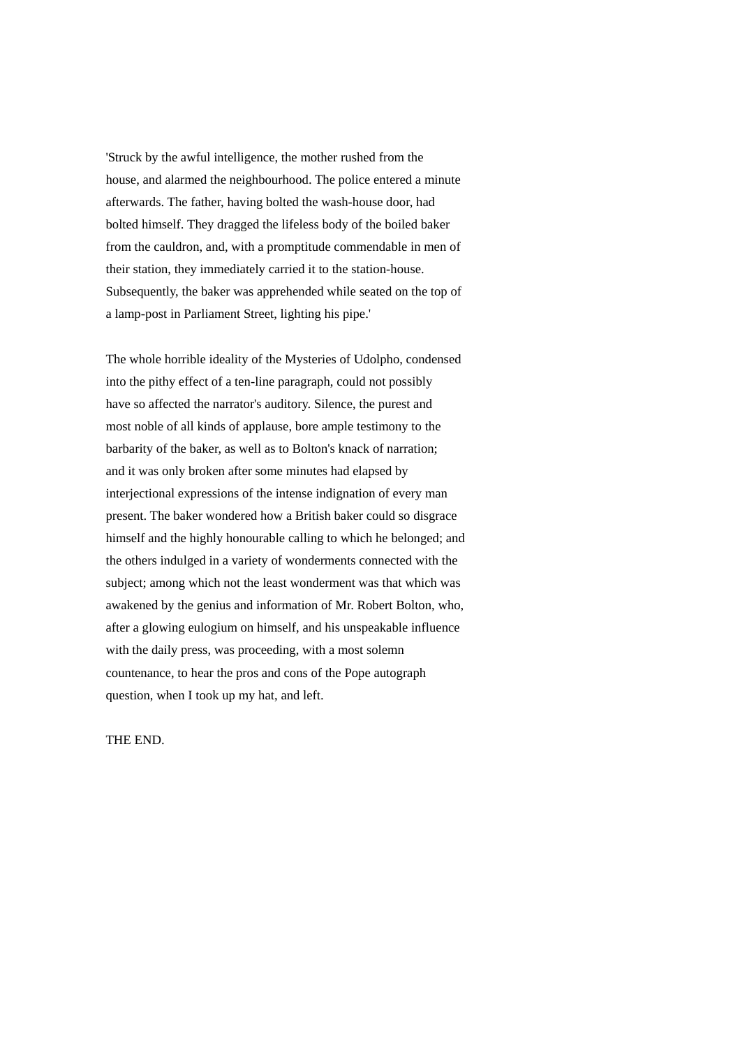'Struck by the awful intelligence, the mother rushed from the house, and alarmed the neighbourhood. The police entered a minute afterwards. The father, having bolted the wash-house door, had bolted himself. They dragged the lifeless body of the boiled baker from the cauldron, and, with a promptitude commendable in men of their station, they immediately carried it to the station-house. Subsequently, the baker was apprehended while seated on the top of a lamp-post in Parliament Street, lighting his pipe.'

The whole horrible ideality of the Mysteries of Udolpho, condensed into the pithy effect of a ten-line paragraph, could not possibly have so affected the narrator's auditory. Silence, the purest and most noble of all kinds of applause, bore ample testimony to the barbarity of the baker, as well as to Bolton's knack of narration; and it was only broken after some minutes had elapsed by interjectional expressions of the intense indignation of every man present. The baker wondered how a British baker could so disgrace himself and the highly honourable calling to which he belonged; and the others indulged in a variety of wonderments connected with the subject; among which not the least wonderment was that which was awakened by the genius and information of Mr. Robert Bolton, who, after a glowing eulogium on himself, and his unspeakable influence with the daily press, was proceeding, with a most solemn countenance, to hear the pros and cons of the Pope autograph question, when I took up my hat, and left.

THE END.